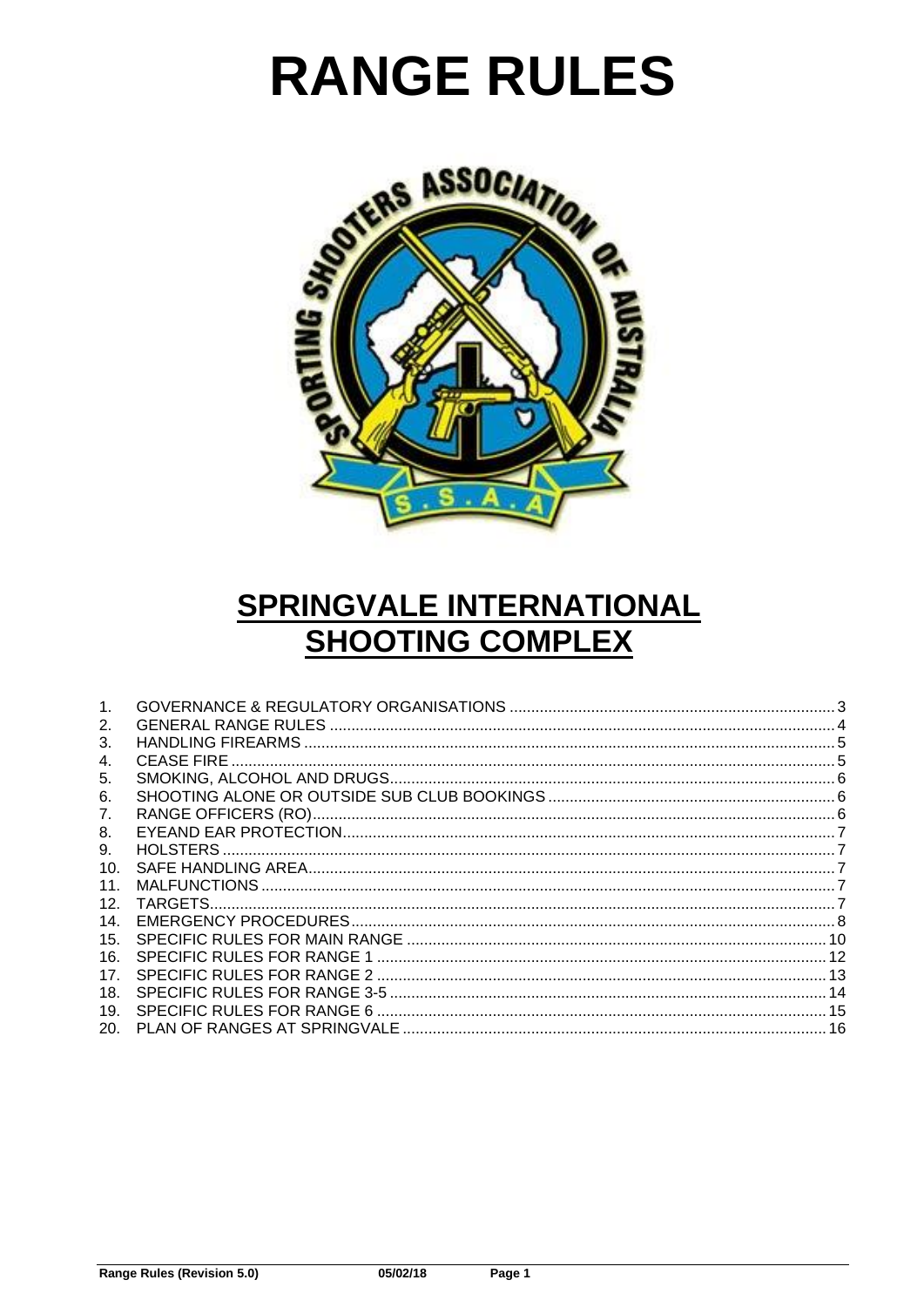# RANGE RULES

## SPRINGVALE INTERNATIONAL SHOOTING COMPLEX

1. GOVERNANCE & REGULATORY ORGANISATIONS ........ 3
2. GENERAL RANGE RULES ........ 4
3. HANDLING FIREARMS ........ 5
4. CEASE FIRE ........ 5
5. SMOKING, ALCOHOL AND DRUGS ........ 6
6. SHOOTING ALONE OR OUTSIDE SUB CLUB BOOKINGS ........ 6
7. RANGE OFFICERS (RO) ........ 6
8. EYEAND EAR PROTECTION ........ 7
9. HOLSTERS ........ 7
10. SAFE HANDLING AREA ........ 7
11. MALFUNCTIONS ........ 7
12. TARGETS ........ 7
14. EMERGENCY PROCEDURES ........ 8
15. SPECIFIC RULES FOR MAIN RANGE ........ 10
16. SPECIFIC RULES FOR RANGE 1 ........ 12
17. SPECIFIC RULES FOR RANGE 2 ........ 13
18. SPECIFIC RULES FOR RANGE 3-5 ........ 14
19. SPECIFIC RULES FOR RANGE 6 ........ 15
20. PLAN OF RANGES AT SPRINGVALE ........ 16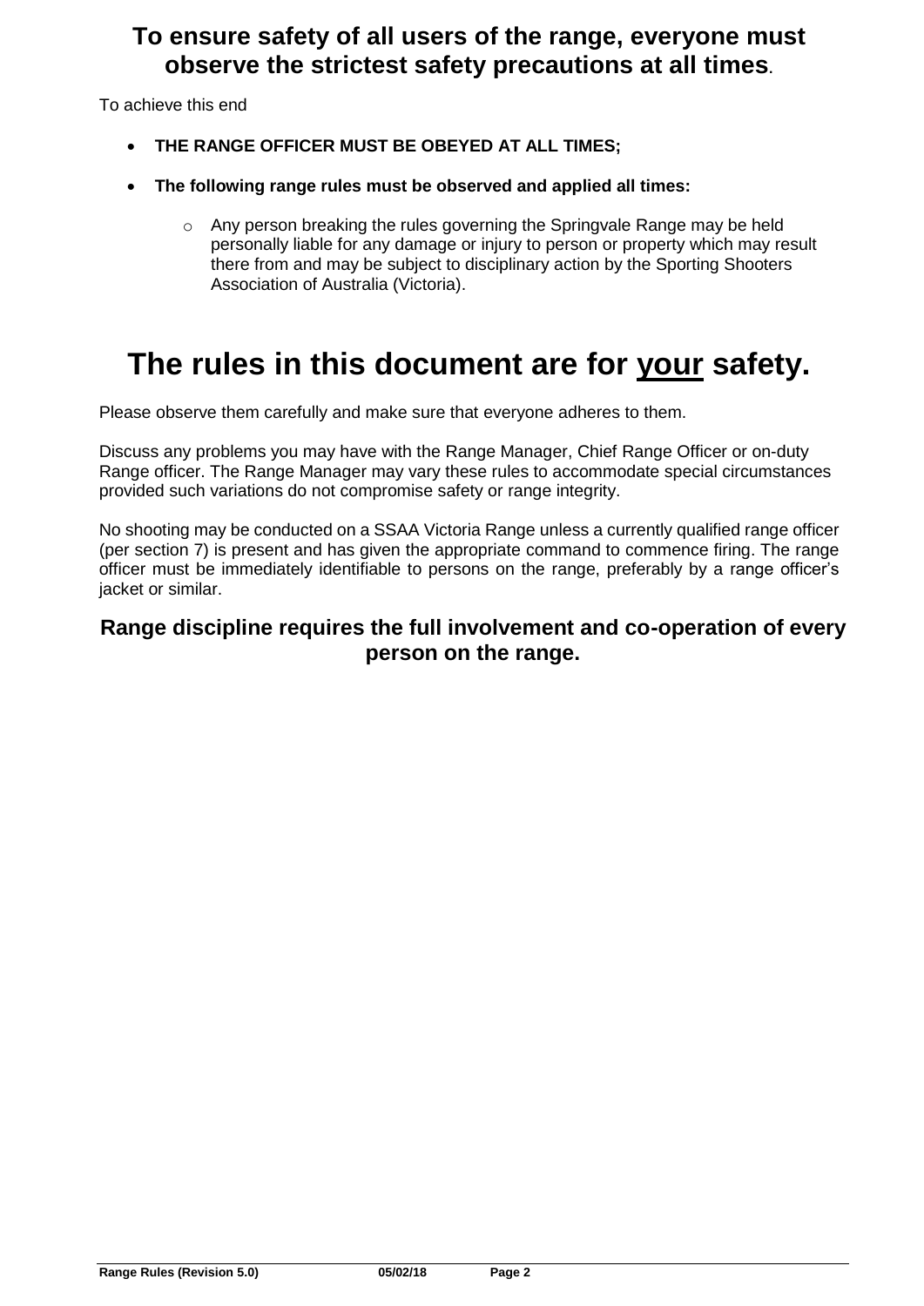## To ensure safety of all users of the range, everyone must observe the strictest safety precautions at all times.

To achieve this end

- **THE RANGE OFFICER MUST BE OBEYED AT ALL TIMES;**
- **The following range rules must be observed and applied all times:**
  - Any person breaking the rules governing the Springvale Range may be held personally liable for any damage or injury to person or property which may result there from and may be subject to disciplinary action by the Sporting Shooters Association of Australia (Victoria).

# The rules in this document are for <u>your</u> safety.

Please observe them carefully and make sure that everyone adheres to them.

Discuss any problems you may have with the Range Manager, Chief Range Officer or on-duty Range officer. The Range Manager may vary these rules to accommodate special circumstances provided such variations do not compromise safety or range integrity.

No shooting may be conducted on a SSAA Victoria Range unless a currently qualified range officer (per section 7) is present and has given the appropriate command to commence firing. The range officer must be immediately identifiable to persons on the range, preferably by a range officer's jacket or similar.

## Range discipline requires the full involvement and co-operation of every person on the range.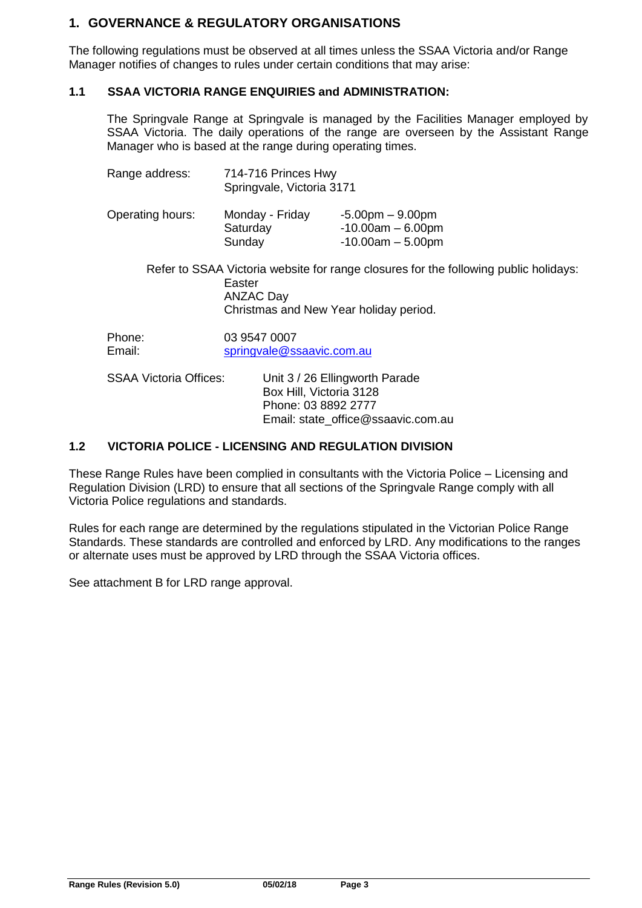# 1. GOVERNANCE & REGULATORY ORGANISATIONS

The following regulations must be observed at all times unless the SSAA Victoria and/or Range Manager notifies of changes to rules under certain conditions that may arise:

## 1.1 SSAA VICTORIA RANGE ENQUIRIES and ADMINISTRATION:

The Springvale Range at Springvale is managed by the Facilities Manager employed by SSAA Victoria. The daily operations of the range are overseen by the Assistant Range Manager who is based at the range during operating times.

Range address: 714-716 Princes Hwy
Springvale, Victoria 3171

| Operating hours: | | |
|---|---|---|
| | Monday - Friday | -5.00pm – 9.00pm |
| | Saturday | -10.00am – 6.00pm |
| | Sunday | -10.00am – 5.00pm |

Refer to SSAA Victoria website for range closures for the following public holidays:

- Easter
- ANZAC Day
- Christmas and New Year holiday period.

Phone: 03 9547 0007
Email: springvale@ssaavic.com.au

SSAA Victoria Offices: Unit 3 / 26 Ellingworth Parade
Box Hill, Victoria 3128
Phone: 03 8892 2777
Email: state_office@ssaavic.com.au

## 1.2 VICTORIA POLICE - LICENSING AND REGULATION DIVISION

These Range Rules have been complied in consultants with the Victoria Police – Licensing and Regulation Division (LRD) to ensure that all sections of the Springvale Range comply with all Victoria Police regulations and standards.

Rules for each range are determined by the regulations stipulated in the Victorian Police Range Standards. These standards are controlled and enforced by LRD. Any modifications to the ranges or alternate uses must be approved by LRD through the SSAA Victoria offices.

See attachment B for LRD range approval.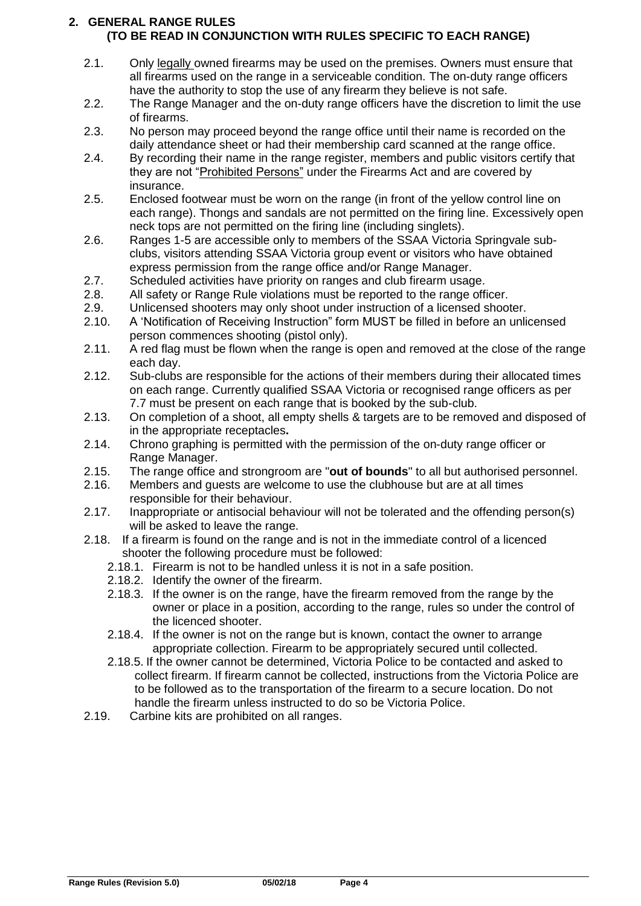## 2. GENERAL RANGE RULES (TO BE READ IN CONJUNCTION WITH RULES SPECIFIC TO EACH RANGE)

- 2.1. Only legally owned firearms may be used on the premises. Owners must ensure that all firearms used on the range in a serviceable condition. The on-duty range officers have the authority to stop the use of any firearm they believe is not safe.
- 2.2. The Range Manager and the on-duty range officers have the discretion to limit the use of firearms.
- 2.3. No person may proceed beyond the range office until their name is recorded on the daily attendance sheet or had their membership card scanned at the range office.
- 2.4. By recording their name in the range register, members and public visitors certify that they are not "Prohibited Persons" under the Firearms Act and are covered by insurance.
- 2.5. Enclosed footwear must be worn on the range (in front of the yellow control line on each range). Thongs and sandals are not permitted on the firing line. Excessively open neck tops are not permitted on the firing line (including singlets).
- 2.6. Ranges 1-5 are accessible only to members of the SSAA Victoria Springvale sub-clubs, visitors attending SSAA Victoria group event or visitors who have obtained express permission from the range office and/or Range Manager.
- 2.7. Scheduled activities have priority on ranges and club firearm usage.
- 2.8. All safety or Range Rule violations must be reported to the range officer.
- 2.9. Unlicensed shooters may only shoot under instruction of a licensed shooter.
- 2.10. A 'Notification of Receiving Instruction" form MUST be filled in before an unlicensed person commences shooting (pistol only).
- 2.11. A red flag must be flown when the range is open and removed at the close of the range each day.
- 2.12. Sub-clubs are responsible for the actions of their members during their allocated times on each range. Currently qualified SSAA Victoria or recognised range officers as per 7.7 must be present on each range that is booked by the sub-club.
- 2.13. On completion of a shoot, all empty shells & targets are to be removed and disposed of in the appropriate receptacles**.**
- 2.14. Chrono graphing is permitted with the permission of the on-duty range officer or Range Manager.
- 2.15. The range office and strongroom are "**out of bounds**" to all but authorised personnel.
- 2.16. Members and guests are welcome to use the clubhouse but are at all times responsible for their behaviour.
- 2.17. Inappropriate or antisocial behaviour will not be tolerated and the offending person(s) will be asked to leave the range.
- 2.18. If a firearm is found on the range and is not in the immediate control of a licenced shooter the following procedure must be followed:
  - 2.18.1. Firearm is not to be handled unless it is not in a safe position.
  - 2.18.2. Identify the owner of the firearm.
  - 2.18.3. If the owner is on the range, have the firearm removed from the range by the owner or place in a position, according to the range, rules so under the control of the licenced shooter.
  - 2.18.4. If the owner is not on the range but is known, contact the owner to arrange appropriate collection. Firearm to be appropriately secured until collected.
  - 2.18.5. If the owner cannot be determined, Victoria Police to be contacted and asked to collect firearm. If firearm cannot be collected, instructions from the Victoria Police are to be followed as to the transportation of the firearm to a secure location. Do not handle the firearm unless instructed to do so be Victoria Police.
- 2.19. Carbine kits are prohibited on all ranges.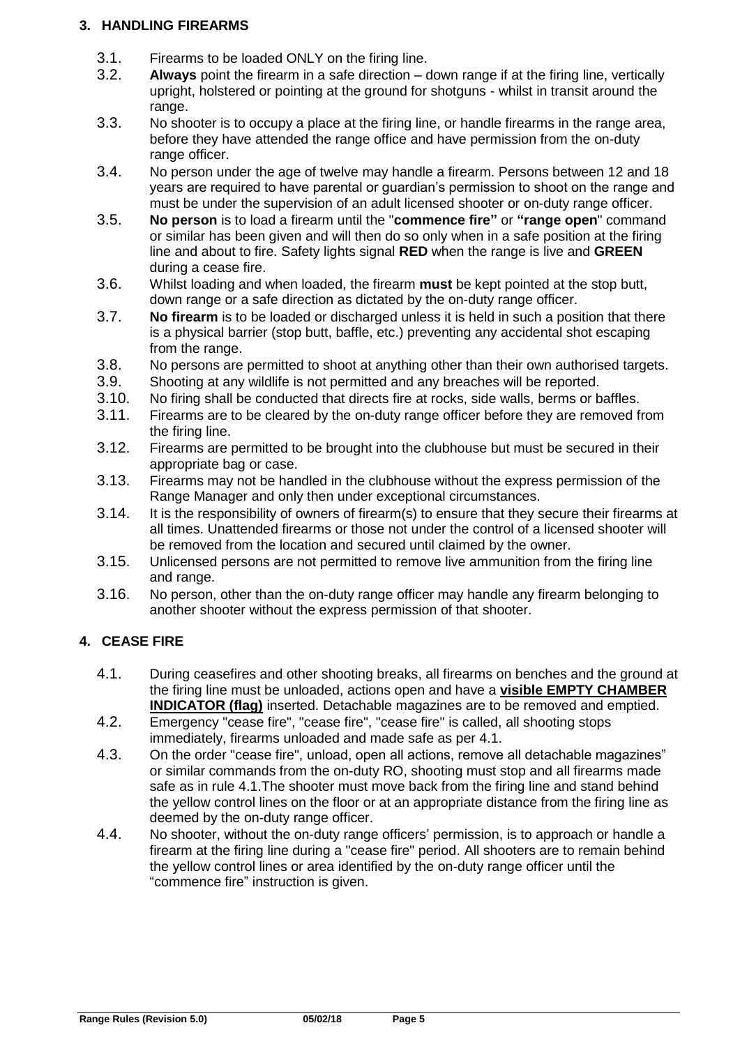## 3. HANDLING FIREARMS

3.1. Firearms to be loaded ONLY on the firing line.

3.2. **Always** point the firearm in a safe direction – down range if at the firing line, vertically upright, holstered or pointing at the ground for shotguns - whilst in transit around the range.

3.3. No shooter is to occupy a place at the firing line, or handle firearms in the range area, before they have attended the range office and have permission from the on-duty range officer.

3.4. No person under the age of twelve may handle a firearm. Persons between 12 and 18 years are required to have parental or guardian's permission to shoot on the range and must be under the supervision of an adult licensed shooter or on-duty range officer.

3.5. **No person** is to load a firearm until the "**commence fire"** or **"range open**" command or similar has been given and will then do so only when in a safe position at the firing line and about to fire. Safety lights signal **RED** when the range is live and **GREEN** during a cease fire.

3.6. Whilst loading and when loaded, the firearm **must** be kept pointed at the stop butt, down range or a safe direction as dictated by the on-duty range officer.

3.7. **No firearm** is to be loaded or discharged unless it is held in such a position that there is a physical barrier (stop butt, baffle, etc.) preventing any accidental shot escaping from the range.

3.8. No persons are permitted to shoot at anything other than their own authorised targets.

3.9. Shooting at any wildlife is not permitted and any breaches will be reported.

3.10. No firing shall be conducted that directs fire at rocks, side walls, berms or baffles.

3.11. Firearms are to be cleared by the on-duty range officer before they are removed from the firing line.

3.12. Firearms are permitted to be brought into the clubhouse but must be secured in their appropriate bag or case.

3.13. Firearms may not be handled in the clubhouse without the express permission of the Range Manager and only then under exceptional circumstances.

3.14. It is the responsibility of owners of firearm(s) to ensure that they secure their firearms at all times. Unattended firearms or those not under the control of a licensed shooter will be removed from the location and secured until claimed by the owner.

3.15. Unlicensed persons are not permitted to remove live ammunition from the firing line and range.

3.16. No person, other than the on-duty range officer may handle any firearm belonging to another shooter without the express permission of that shooter.

## 4. CEASE FIRE

4.1. During ceasefires and other shooting breaks, all firearms on benches and the ground at the firing line must be unloaded, actions open and have a **visible EMPTY CHAMBER INDICATOR (flag)** inserted. Detachable magazines are to be removed and emptied.

4.2. Emergency "cease fire", "cease fire", "cease fire" is called, all shooting stops immediately, firearms unloaded and made safe as per 4.1.

4.3. On the order "cease fire", unload, open all actions, remove all detachable magazines" or similar commands from the on-duty RO, shooting must stop and all firearms made safe as in rule 4.1.The shooter must move back from the firing line and stand behind the yellow control lines on the floor or at an appropriate distance from the firing line as deemed by the on-duty range officer.

4.4. No shooter, without the on-duty range officers' permission, is to approach or handle a firearm at the firing line during a "cease fire" period. All shooters are to remain behind the yellow control lines or area identified by the on-duty range officer until the "commence fire" instruction is given.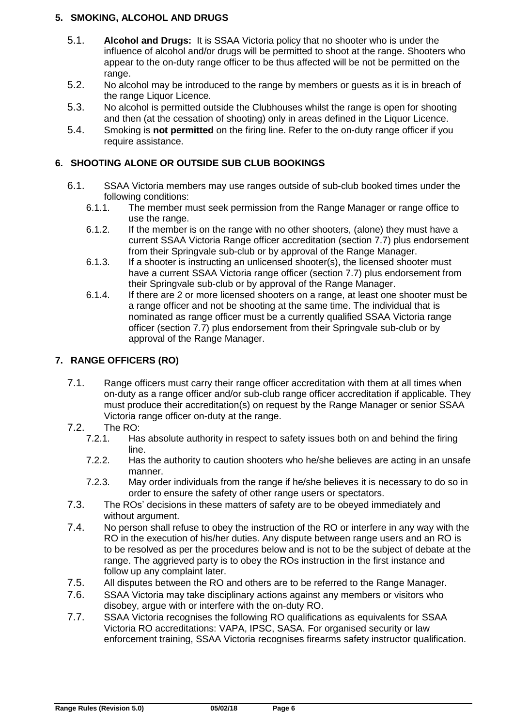## 5. SMOKING, ALCOHOL AND DRUGS

5.1. **Alcohol and Drugs:** It is SSAA Victoria policy that no shooter who is under the influence of alcohol and/or drugs will be permitted to shoot at the range. Shooters who appear to the on-duty range officer to be thus affected will be not be permitted on the range.

5.2. No alcohol may be introduced to the range by members or guests as it is in breach of the range Liquor Licence.

5.3. No alcohol is permitted outside the Clubhouses whilst the range is open for shooting and then (at the cessation of shooting) only in areas defined in the Liquor Licence.

5.4. Smoking is **not permitted** on the firing line. Refer to the on-duty range officer if you require assistance.

## 6. SHOOTING ALONE OR OUTSIDE SUB CLUB BOOKINGS

6.1. SSAA Victoria members may use ranges outside of sub-club booked times under the following conditions:

- 6.1.1. The member must seek permission from the Range Manager or range office to use the range.
- 6.1.2. If the member is on the range with no other shooters, (alone) they must have a current SSAA Victoria Range officer accreditation (section 7.7) plus endorsement from their Springvale sub-club or by approval of the Range Manager.
- 6.1.3. If a shooter is instructing an unlicensed shooter(s), the licensed shooter must have a current SSAA Victoria range officer (section 7.7) plus endorsement from their Springvale sub-club or by approval of the Range Manager.
- 6.1.4. If there are 2 or more licensed shooters on a range, at least one shooter must be a range officer and not be shooting at the same time. The individual that is nominated as range officer must be a currently qualified SSAA Victoria range officer (section 7.7) plus endorsement from their Springvale sub-club or by approval of the Range Manager.

## 7. RANGE OFFICERS (RO)

7.1. Range officers must carry their range officer accreditation with them at all times when on-duty as a range officer and/or sub-club range officer accreditation if applicable. They must produce their accreditation(s) on request by the Range Manager or senior SSAA Victoria range officer on-duty at the range.

7.2. The RO:

- 7.2.1. Has absolute authority in respect to safety issues both on and behind the firing line.
- 7.2.2. Has the authority to caution shooters who he/she believes are acting in an unsafe manner.
- 7.2.3. May order individuals from the range if he/she believes it is necessary to do so in order to ensure the safety of other range users or spectators.

7.3. The ROs' decisions in these matters of safety are to be obeyed immediately and without argument.

7.4. No person shall refuse to obey the instruction of the RO or interfere in any way with the RO in the execution of his/her duties. Any dispute between range users and an RO is to be resolved as per the procedures below and is not to be the subject of debate at the range. The aggrieved party is to obey the ROs instruction in the first instance and follow up any complaint later.

7.5. All disputes between the RO and others are to be referred to the Range Manager.

7.6. SSAA Victoria may take disciplinary actions against any members or visitors who disobey, argue with or interfere with the on-duty RO.

7.7. SSAA Victoria recognises the following RO qualifications as equivalents for SSAA Victoria RO accreditations: VAPA, IPSC, SASA. For organised security or law enforcement training, SSAA Victoria recognises firearms safety instructor qualification.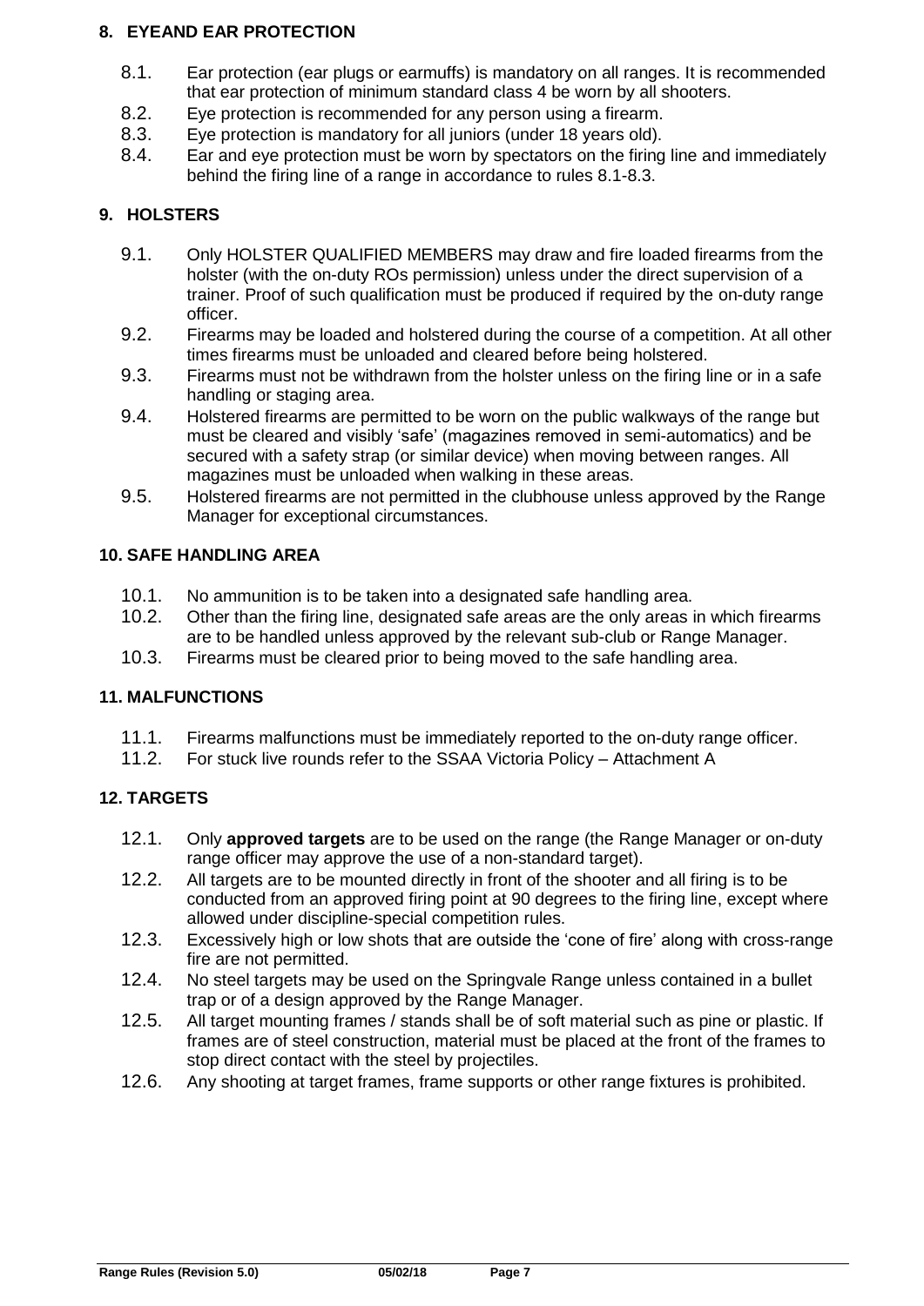## 8. EYEAND EAR PROTECTION

8.1. Ear protection (ear plugs or earmuffs) is mandatory on all ranges. It is recommended that ear protection of minimum standard class 4 be worn by all shooters.

8.2. Eye protection is recommended for any person using a firearm.

8.3. Eye protection is mandatory for all juniors (under 18 years old).

8.4. Ear and eye protection must be worn by spectators on the firing line and immediately behind the firing line of a range in accordance to rules 8.1-8.3.

## 9. HOLSTERS

9.1. Only HOLSTER QUALIFIED MEMBERS may draw and fire loaded firearms from the holster (with the on-duty ROs permission) unless under the direct supervision of a trainer. Proof of such qualification must be produced if required by the on-duty range officer.

9.2. Firearms may be loaded and holstered during the course of a competition. At all other times firearms must be unloaded and cleared before being holstered.

9.3. Firearms must not be withdrawn from the holster unless on the firing line or in a safe handling or staging area.

9.4. Holstered firearms are permitted to be worn on the public walkways of the range but must be cleared and visibly 'safe' (magazines removed in semi-automatics) and be secured with a safety strap (or similar device) when moving between ranges. All magazines must be unloaded when walking in these areas.

9.5. Holstered firearms are not permitted in the clubhouse unless approved by the Range Manager for exceptional circumstances.

## 10. SAFE HANDLING AREA

10.1. No ammunition is to be taken into a designated safe handling area.

10.2. Other than the firing line, designated safe areas are the only areas in which firearms are to be handled unless approved by the relevant sub-club or Range Manager.

10.3. Firearms must be cleared prior to being moved to the safe handling area.

## 11. MALFUNCTIONS

11.1. Firearms malfunctions must be immediately reported to the on-duty range officer.

11.2. For stuck live rounds refer to the SSAA Victoria Policy – Attachment A

## 12. TARGETS

12.1. Only **approved targets** are to be used on the range (the Range Manager or on-duty range officer may approve the use of a non-standard target).

12.2. All targets are to be mounted directly in front of the shooter and all firing is to be conducted from an approved firing point at 90 degrees to the firing line, except where allowed under discipline-special competition rules.

12.3. Excessively high or low shots that are outside the 'cone of fire' along with cross-range fire are not permitted.

12.4. No steel targets may be used on the Springvale Range unless contained in a bullet trap or of a design approved by the Range Manager.

12.5. All target mounting frames / stands shall be of soft material such as pine or plastic. If frames are of steel construction, material must be placed at the front of the frames to stop direct contact with the steel by projectiles.

12.6. Any shooting at target frames, frame supports or other range fixtures is prohibited.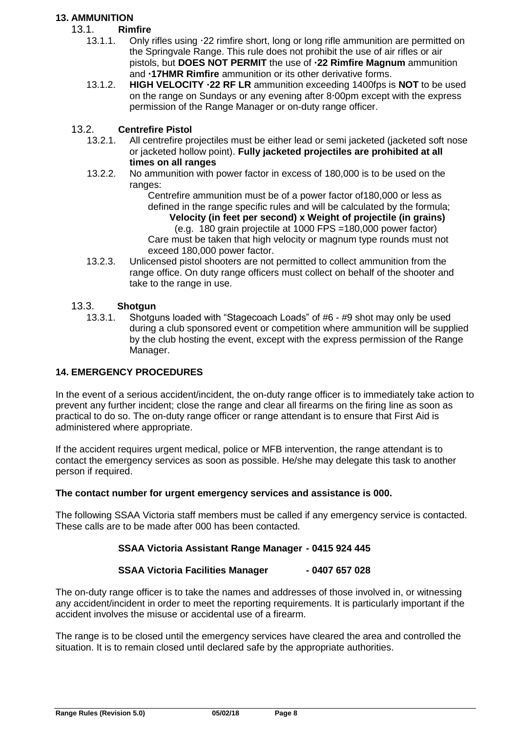## 13. AMMUNITION

### 13.1. Rimfire

13.1.1. Only rifles using ·22 rimfire short, long or long rifle ammunition are permitted on the Springvale Range. This rule does not prohibit the use of air rifles or air pistols, but **DOES NOT PERMIT** the use of **·22 Rimfire Magnum** ammunition and **·17HMR Rimfire** ammunition or its other derivative forms.

13.1.2. **HIGH VELOCITY ·22 RF LR** ammunition exceeding 1400fps is **NOT** to be used on the range on Sundays or any evening after 8·00pm except with the express permission of the Range Manager or on-duty range officer.

### 13.2. Centrefire Pistol

13.2.1. All centrefire projectiles must be either lead or semi jacketed (jacketed soft nose or jacketed hollow point). **Fully jacketed projectiles are prohibited at all times on all ranges**

13.2.2. No ammunition with power factor in excess of 180,000 is to be used on the ranges:

Centrefire ammunition must be of a power factor of180,000 or less as defined in the range specific rules and will be calculated by the formula;

**Velocity (in feet per second) x Weight of projectile (in grains)**

(e.g. 180 grain projectile at 1000 FPS =180,000 power factor)

Care must be taken that high velocity or magnum type rounds must not exceed 180,000 power factor.

13.2.3. Unlicensed pistol shooters are not permitted to collect ammunition from the range office. On duty range officers must collect on behalf of the shooter and take to the range in use.

### 13.3. Shotgun

13.3.1. Shotguns loaded with "Stagecoach Loads" of #6 - #9 shot may only be used during a club sponsored event or competition where ammunition will be supplied by the club hosting the event, except with the express permission of the Range Manager.

## 14. EMERGENCY PROCEDURES

In the event of a serious accident/incident, the on-duty range officer is to immediately take action to prevent any further incident; close the range and clear all firearms on the firing line as soon as practical to do so. The on-duty range officer or range attendant is to ensure that First Aid is administered where appropriate.

If the accident requires urgent medical, police or MFB intervention, the range attendant is to contact the emergency services as soon as possible. He/she may delegate this task to another person if required.

**The contact number for urgent emergency services and assistance is 000.**

The following SSAA Victoria staff members must be called if any emergency service is contacted. These calls are to be made after 000 has been contacted.

**SSAA Victoria Assistant Range Manager - 0415 924 445**

**SSAA Victoria Facilities Manager - 0407 657 028**

The on-duty range officer is to take the names and addresses of those involved in, or witnessing any accident/incident in order to meet the reporting requirements. It is particularly important if the accident involves the misuse or accidental use of a firearm.

The range is to be closed until the emergency services have cleared the area and controlled the situation. It is to remain closed until declared safe by the appropriate authorities.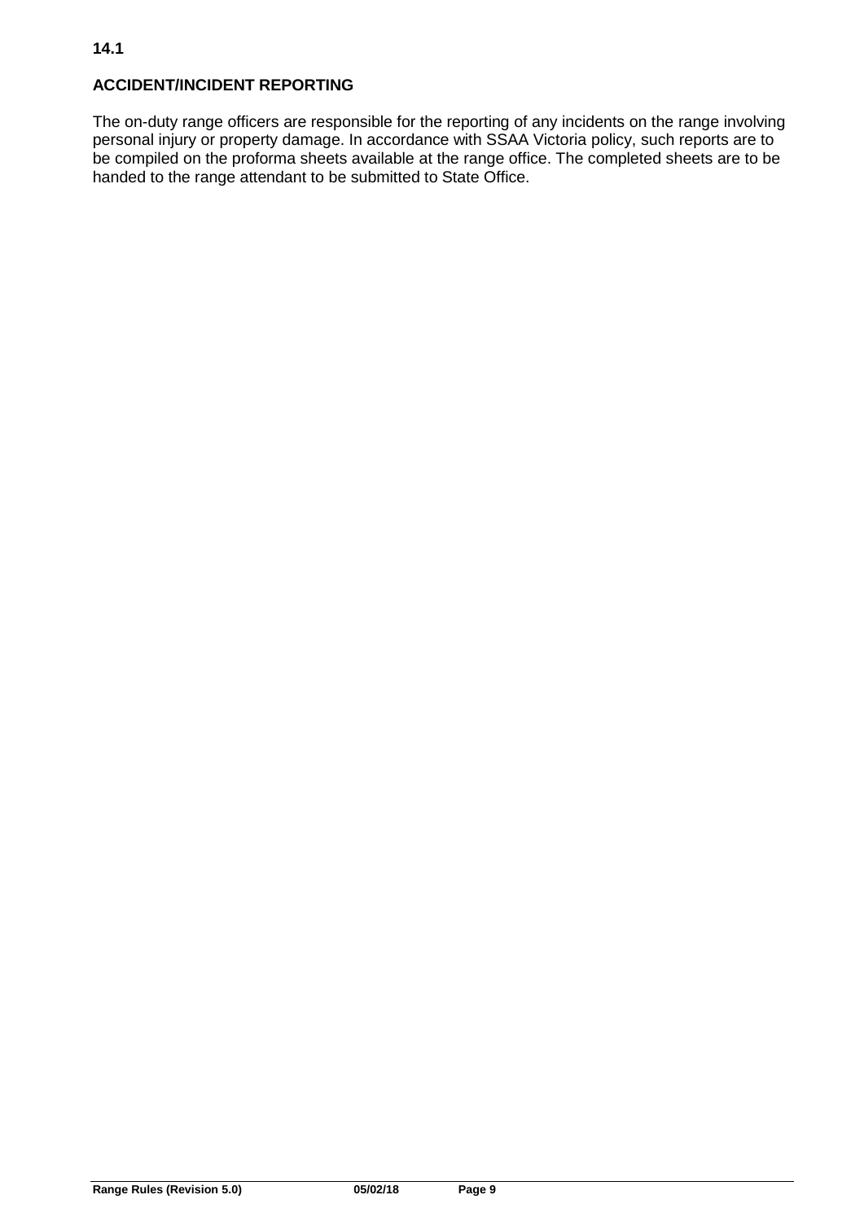**14.1**

## ACCIDENT/INCIDENT REPORTING

The on-duty range officers are responsible for the reporting of any incidents on the range involving personal injury or property damage. In accordance with SSAA Victoria policy, such reports are to be compiled on the proforma sheets available at the range office. The completed sheets are to be handed to the range attendant to be submitted to State Office.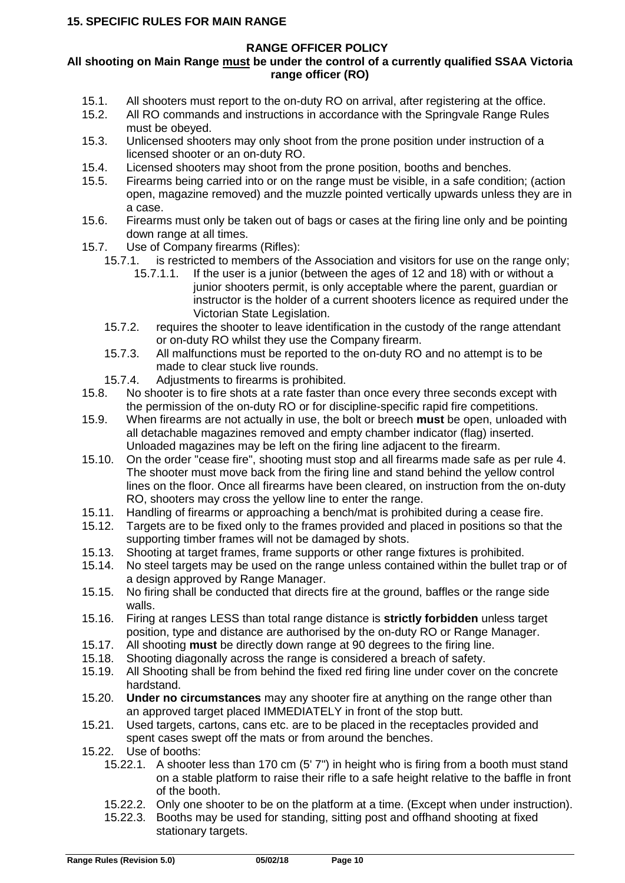## 15. SPECIFIC RULES FOR MAIN RANGE

**RANGE OFFICER POLICY**

**All shooting on Main Range must be under the control of a currently qualified SSAA Victoria range officer (RO)**

- 15.1. All shooters must report to the on-duty RO on arrival, after registering at the office.
- 15.2. All RO commands and instructions in accordance with the Springvale Range Rules must be obeyed.
- 15.3. Unlicensed shooters may only shoot from the prone position under instruction of a licensed shooter or an on-duty RO.
- 15.4. Licensed shooters may shoot from the prone position, booths and benches.
- 15.5. Firearms being carried into or on the range must be visible, in a safe condition; (action open, magazine removed) and the muzzle pointed vertically upwards unless they are in a case.
- 15.6. Firearms must only be taken out of bags or cases at the firing line only and be pointing down range at all times.
- 15.7. Use of Company firearms (Rifles):
  - 15.7.1. is restricted to members of the Association and visitors for use on the range only;
    - 15.7.1.1. If the user is a junior (between the ages of 12 and 18) with or without a junior shooters permit, is only acceptable where the parent, guardian or instructor is the holder of a current shooters licence as required under the Victorian State Legislation.
  - 15.7.2. requires the shooter to leave identification in the custody of the range attendant or on-duty RO whilst they use the Company firearm.
  - 15.7.3. All malfunctions must be reported to the on-duty RO and no attempt is to be made to clear stuck live rounds.
  - 15.7.4. Adjustments to firearms is prohibited.
- 15.8. No shooter is to fire shots at a rate faster than once every three seconds except with the permission of the on-duty RO or for discipline-specific rapid fire competitions.
- 15.9. When firearms are not actually in use, the bolt or breech **must** be open, unloaded with all detachable magazines removed and empty chamber indicator (flag) inserted. Unloaded magazines may be left on the firing line adjacent to the firearm.
- 15.10. On the order "cease fire", shooting must stop and all firearms made safe as per rule 4. The shooter must move back from the firing line and stand behind the yellow control lines on the floor. Once all firearms have been cleared, on instruction from the on-duty RO, shooters may cross the yellow line to enter the range.
- 15.11. Handling of firearms or approaching a bench/mat is prohibited during a cease fire.
- 15.12. Targets are to be fixed only to the frames provided and placed in positions so that the supporting timber frames will not be damaged by shots.
- 15.13. Shooting at target frames, frame supports or other range fixtures is prohibited.
- 15.14. No steel targets may be used on the range unless contained within the bullet trap or of a design approved by Range Manager.
- 15.15. No firing shall be conducted that directs fire at the ground, baffles or the range side walls.
- 15.16. Firing at ranges LESS than total range distance is **strictly forbidden** unless target position, type and distance are authorised by the on-duty RO or Range Manager.
- 15.17. All shooting **must** be directly down range at 90 degrees to the firing line.
- 15.18. Shooting diagonally across the range is considered a breach of safety.
- 15.19. All Shooting shall be from behind the fixed red firing line under cover on the concrete hardstand.
- 15.20. **Under no circumstances** may any shooter fire at anything on the range other than an approved target placed IMMEDIATELY in front of the stop butt.
- 15.21. Used targets, cartons, cans etc. are to be placed in the receptacles provided and spent cases swept off the mats or from around the benches.
- 15.22. Use of booths:
  - 15.22.1. A shooter less than 170 cm (5' 7") in height who is firing from a booth must stand on a stable platform to raise their rifle to a safe height relative to the baffle in front of the booth.
  - 15.22.2. Only one shooter to be on the platform at a time. (Except when under instruction).
  - 15.22.3. Booths may be used for standing, sitting post and offhand shooting at fixed stationary targets.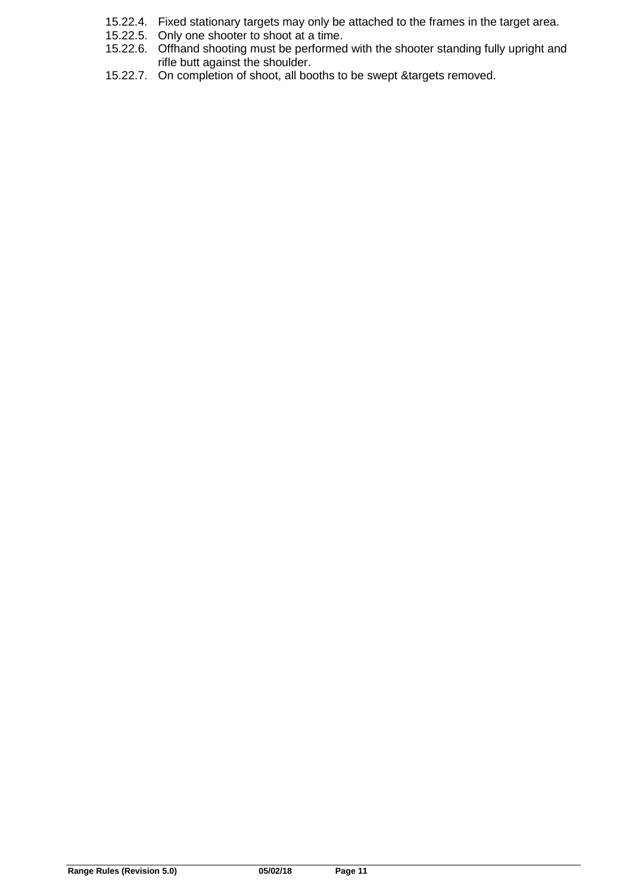15.22.4. Fixed stationary targets may only be attached to the frames in the target area.
15.22.5. Only one shooter to shoot at a time.
15.22.6. Offhand shooting must be performed with the shooter standing fully upright and rifle butt against the shoulder.
15.22.7. On completion of shoot, all booths to be swept &targets removed.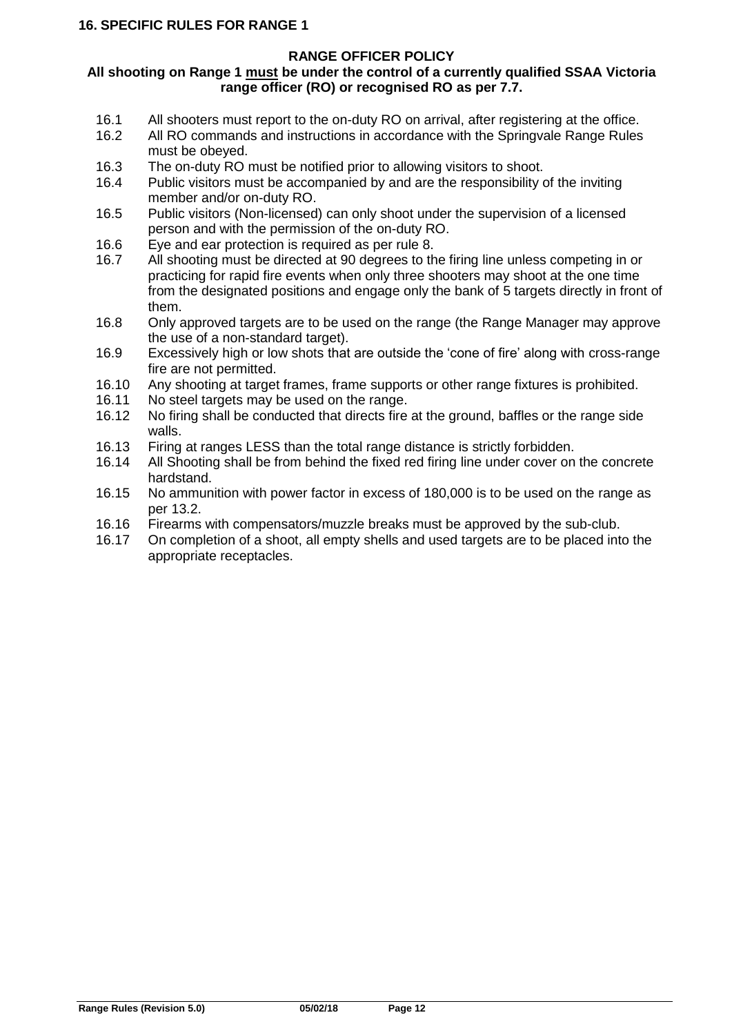## 16. SPECIFIC RULES FOR RANGE 1

### RANGE OFFICER POLICY

**All shooting on Range 1 <u>must</u> be under the control of a currently qualified SSAA Victoria range officer (RO) or recognised RO as per 7.7.**

16.1 All shooters must report to the on-duty RO on arrival, after registering at the office.

16.2 All RO commands and instructions in accordance with the Springvale Range Rules must be obeyed.

16.3 The on-duty RO must be notified prior to allowing visitors to shoot.

16.4 Public visitors must be accompanied by and are the responsibility of the inviting member and/or on-duty RO.

16.5 Public visitors (Non-licensed) can only shoot under the supervision of a licensed person and with the permission of the on-duty RO.

16.6 Eye and ear protection is required as per rule 8.

16.7 All shooting must be directed at 90 degrees to the firing line unless competing in or practicing for rapid fire events when only three shooters may shoot at the one time from the designated positions and engage only the bank of 5 targets directly in front of them.

16.8 Only approved targets are to be used on the range (the Range Manager may approve the use of a non-standard target).

16.9 Excessively high or low shots that are outside the 'cone of fire' along with cross-range fire are not permitted.

16.10 Any shooting at target frames, frame supports or other range fixtures is prohibited.

16.11 No steel targets may be used on the range.

16.12 No firing shall be conducted that directs fire at the ground, baffles or the range side walls.

16.13 Firing at ranges LESS than the total range distance is strictly forbidden.

16.14 All Shooting shall be from behind the fixed red firing line under cover on the concrete hardstand.

16.15 No ammunition with power factor in excess of 180,000 is to be used on the range as per 13.2.

16.16 Firearms with compensators/muzzle breaks must be approved by the sub-club.

16.17 On completion of a shoot, all empty shells and used targets are to be placed into the appropriate receptacles.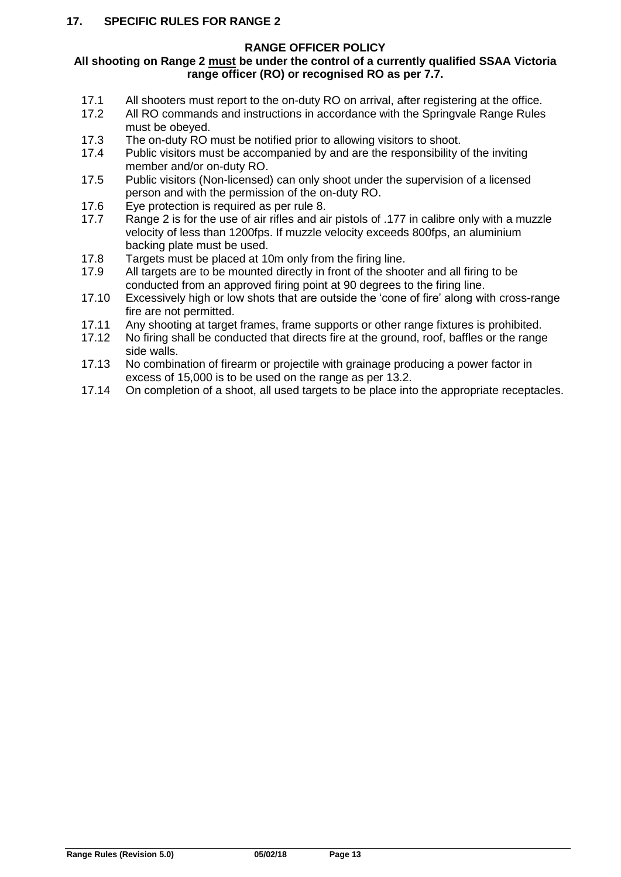## 17. SPECIFIC RULES FOR RANGE 2

**RANGE OFFICER POLICY**

**All shooting on Range 2 <u>must</u> be under the control of a currently qualified SSAA Victoria range officer (RO) or recognised RO as per 7.7.**

- 17.1 All shooters must report to the on-duty RO on arrival, after registering at the office.
- 17.2 All RO commands and instructions in accordance with the Springvale Range Rules must be obeyed.
- 17.3 The on-duty RO must be notified prior to allowing visitors to shoot.
- 17.4 Public visitors must be accompanied by and are the responsibility of the inviting member and/or on-duty RO.
- 17.5 Public visitors (Non-licensed) can only shoot under the supervision of a licensed person and with the permission of the on-duty RO.
- 17.6 Eye protection is required as per rule 8.
- 17.7 Range 2 is for the use of air rifles and air pistols of .177 in calibre only with a muzzle velocity of less than 1200fps. If muzzle velocity exceeds 800fps, an aluminium backing plate must be used.
- 17.8 Targets must be placed at 10m only from the firing line.
- 17.9 All targets are to be mounted directly in front of the shooter and all firing to be conducted from an approved firing point at 90 degrees to the firing line.
- 17.10 Excessively high or low shots that are outside the 'cone of fire' along with cross-range fire are not permitted.
- 17.11 Any shooting at target frames, frame supports or other range fixtures is prohibited.
- 17.12 No firing shall be conducted that directs fire at the ground, roof, baffles or the range side walls.
- 17.13 No combination of firearm or projectile with grainage producing a power factor in excess of 15,000 is to be used on the range as per 13.2.
- 17.14 On completion of a shoot, all used targets to be place into the appropriate receptacles.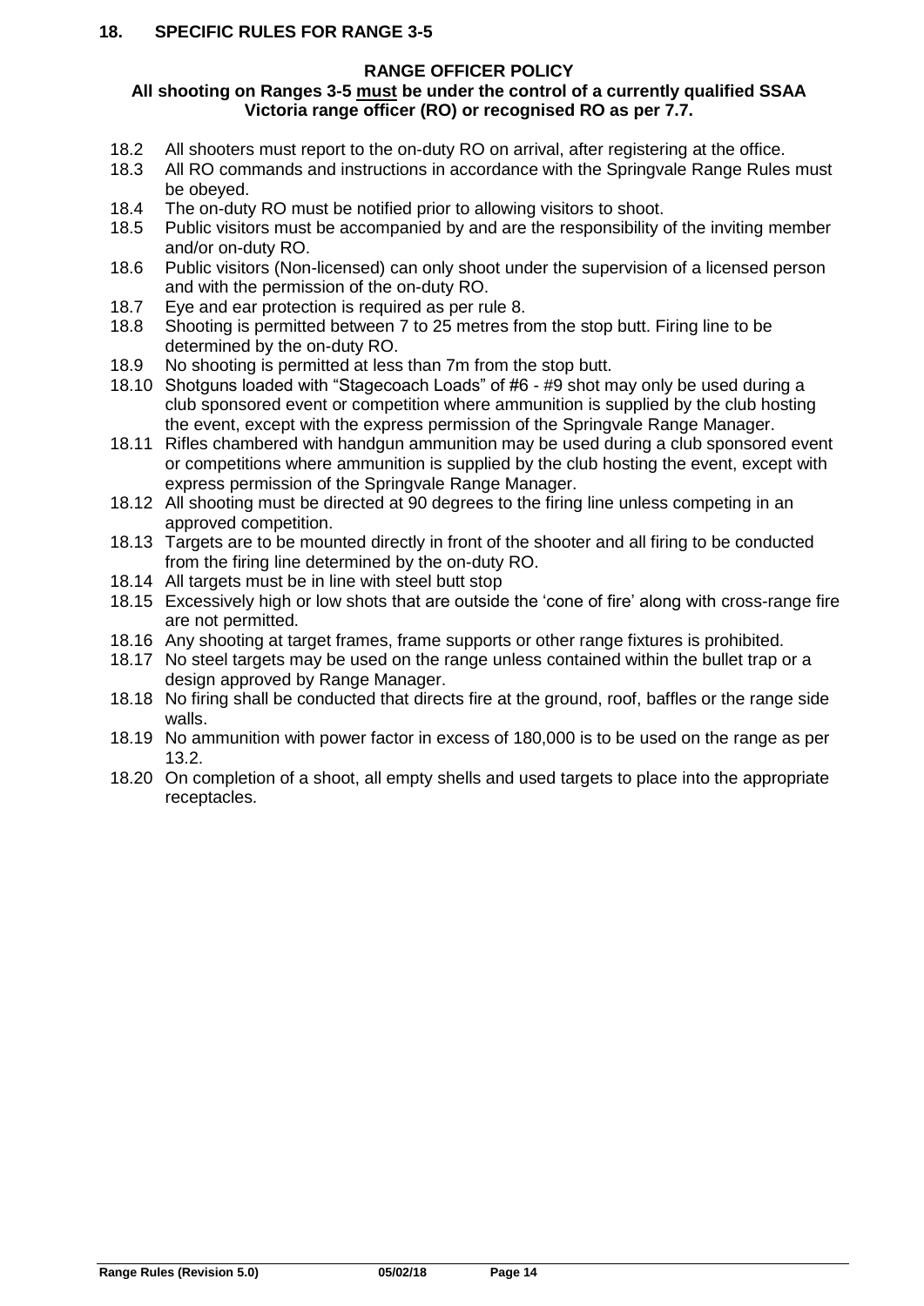## 18. SPECIFIC RULES FOR RANGE 3-5

**RANGE OFFICER POLICY**

**All shooting on Ranges 3-5 must be under the control of a currently qualified SSAA Victoria range officer (RO) or recognised RO as per 7.7.**

18.2 All shooters must report to the on-duty RO on arrival, after registering at the office.

18.3 All RO commands and instructions in accordance with the Springvale Range Rules must be obeyed.

18.4 The on-duty RO must be notified prior to allowing visitors to shoot.

18.5 Public visitors must be accompanied by and are the responsibility of the inviting member and/or on-duty RO.

18.6 Public visitors (Non-licensed) can only shoot under the supervision of a licensed person and with the permission of the on-duty RO.

18.7 Eye and ear protection is required as per rule 8.

18.8 Shooting is permitted between 7 to 25 metres from the stop butt. Firing line to be determined by the on-duty RO.

18.9 No shooting is permitted at less than 7m from the stop butt.

18.10 Shotguns loaded with "Stagecoach Loads" of #6 - #9 shot may only be used during a club sponsored event or competition where ammunition is supplied by the club hosting the event, except with the express permission of the Springvale Range Manager.

18.11 Rifles chambered with handgun ammunition may be used during a club sponsored event or competitions where ammunition is supplied by the club hosting the event, except with express permission of the Springvale Range Manager.

18.12 All shooting must be directed at 90 degrees to the firing line unless competing in an approved competition.

18.13 Targets are to be mounted directly in front of the shooter and all firing to be conducted from the firing line determined by the on-duty RO.

18.14 All targets must be in line with steel butt stop

18.15 Excessively high or low shots that are outside the 'cone of fire' along with cross-range fire are not permitted.

18.16 Any shooting at target frames, frame supports or other range fixtures is prohibited.

18.17 No steel targets may be used on the range unless contained within the bullet trap or a design approved by Range Manager.

18.18 No firing shall be conducted that directs fire at the ground, roof, baffles or the range side walls.

18.19 No ammunition with power factor in excess of 180,000 is to be used on the range as per 13.2.

18.20 On completion of a shoot, all empty shells and used targets to place into the appropriate receptacles.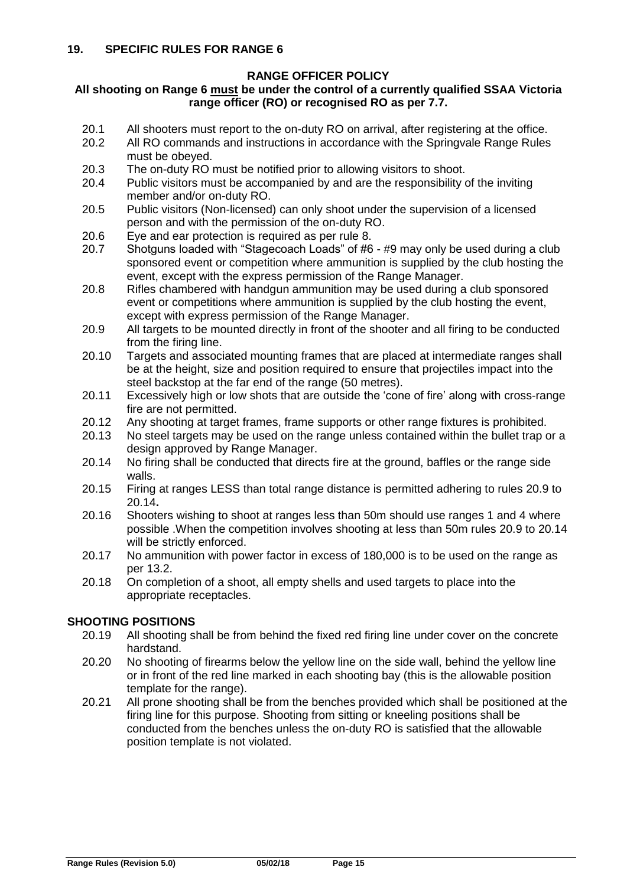## 19. SPECIFIC RULES FOR RANGE 6

### RANGE OFFICER POLICY

**All shooting on Range 6 must be under the control of a currently qualified SSAA Victoria range officer (RO) or recognised RO as per 7.7.**

20.1 All shooters must report to the on-duty RO on arrival, after registering at the office.

20.2 All RO commands and instructions in accordance with the Springvale Range Rules must be obeyed.

20.3 The on-duty RO must be notified prior to allowing visitors to shoot.

20.4 Public visitors must be accompanied by and are the responsibility of the inviting member and/or on-duty RO.

20.5 Public visitors (Non-licensed) can only shoot under the supervision of a licensed person and with the permission of the on-duty RO.

20.6 Eye and ear protection is required as per rule 8.

20.7 Shotguns loaded with "Stagecoach Loads" of #6 - #9 may only be used during a club sponsored event or competition where ammunition is supplied by the club hosting the event, except with the express permission of the Range Manager.

20.8 Rifles chambered with handgun ammunition may be used during a club sponsored event or competitions where ammunition is supplied by the club hosting the event, except with express permission of the Range Manager.

20.9 All targets to be mounted directly in front of the shooter and all firing to be conducted from the firing line.

20.10 Targets and associated mounting frames that are placed at intermediate ranges shall be at the height, size and position required to ensure that projectiles impact into the steel backstop at the far end of the range (50 metres).

20.11 Excessively high or low shots that are outside the 'cone of fire' along with cross-range fire are not permitted.

20.12 Any shooting at target frames, frame supports or other range fixtures is prohibited.

20.13 No steel targets may be used on the range unless contained within the bullet trap or a design approved by Range Manager.

20.14 No firing shall be conducted that directs fire at the ground, baffles or the range side walls.

20.15 Firing at ranges LESS than total range distance is permitted adhering to rules 20.9 to 20.14.

20.16 Shooters wishing to shoot at ranges less than 50m should use ranges 1 and 4 where possible .When the competition involves shooting at less than 50m rules 20.9 to 20.14 will be strictly enforced.

20.17 No ammunition with power factor in excess of 180,000 is to be used on the range as per 13.2.

20.18 On completion of a shoot, all empty shells and used targets to place into the appropriate receptacles.

### SHOOTING POSITIONS

20.19 All shooting shall be from behind the fixed red firing line under cover on the concrete hardstand.

20.20 No shooting of firearms below the yellow line on the side wall, behind the yellow line or in front of the red line marked in each shooting bay (this is the allowable position template for the range).

20.21 All prone shooting shall be from the benches provided which shall be positioned at the firing line for this purpose. Shooting from sitting or kneeling positions shall be conducted from the benches unless the on-duty RO is satisfied that the allowable position template is not violated.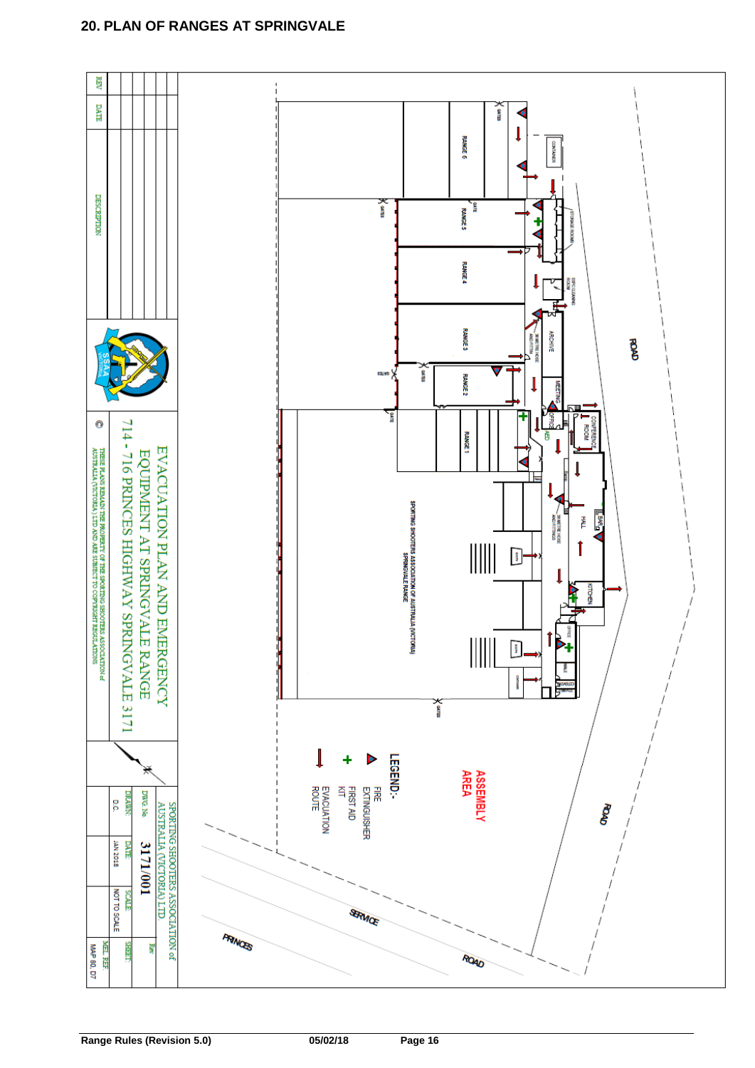## 20. PLAN OF RANGES AT SPRINGVALE

RANGE 6

RANGE 5

RANGE 4

RANGE 3

RANGE 2

RANGE 1

CONTAINER

STORAGE ROOM

GUN CLEANING ROOM

ARCHIVE

MEETING

OFFICE

SHED

CONFERENCE ROOM

HALL

BAR

KITCHEN

OFFICE

MALE

FEMALE

GATES

GATE

SPORTING SHOOTERS ASSOCIATION OF AUSTRALIA (VICTORIA) SPRINGVALE RANGE

ROAD

ROAD

SERVICE ROAD

PRINCES

ASSEMBLY AREA

LEGEND:-

- FIRE EXTINGUISHER
- FIRST AID KIT
- EVACUATION ROUTE

| REV | DATE | DESCRIPTION |
| --- | --- | --- |
| | | |
| | | |
| | | |
| | | |

EVACUATION PLAN AND EMERGENCY EQUIPMENT AT SPRINGVALE RANGE

714 - 716 PRINCES HIGHWAY SPRINGVALE 3171

© THESE PLANS REMAIN THE PROPERTY OF THE SPORTING SHOOTERS ASSOCIATION of AUSTRALIA (VICTORIA) LTD AND ARE SUBJECT TO COPYRIGHT REGULATIONS

SPORTING SHOOTERS ASSOCIATION of AUSTRALIA (VICTORIA) LTD.

| DWG. No. | 3171/001 | | Rev |
| --- | --- | --- | --- |
| DRAWN: | DATE: | SCALE: | SHEET: |
| D.C. | JAN 2018 | NOT TO SCALE | MEL REF MAP 80, D7 |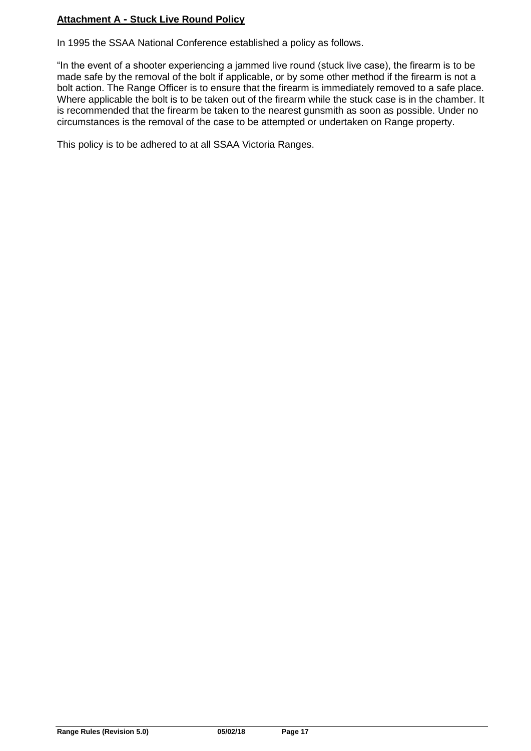**Attachment A - Stuck Live Round Policy**

In 1995 the SSAA National Conference established a policy as follows.

"In the event of a shooter experiencing a jammed live round (stuck live case), the firearm is to be made safe by the removal of the bolt if applicable, or by some other method if the firearm is not a bolt action. The Range Officer is to ensure that the firearm is immediately removed to a safe place. Where applicable the bolt is to be taken out of the firearm while the stuck case is in the chamber. It is recommended that the firearm be taken to the nearest gunsmith as soon as possible. Under no circumstances is the removal of the case to be attempted or undertaken on Range property.

This policy is to be adhered to at all SSAA Victoria Ranges.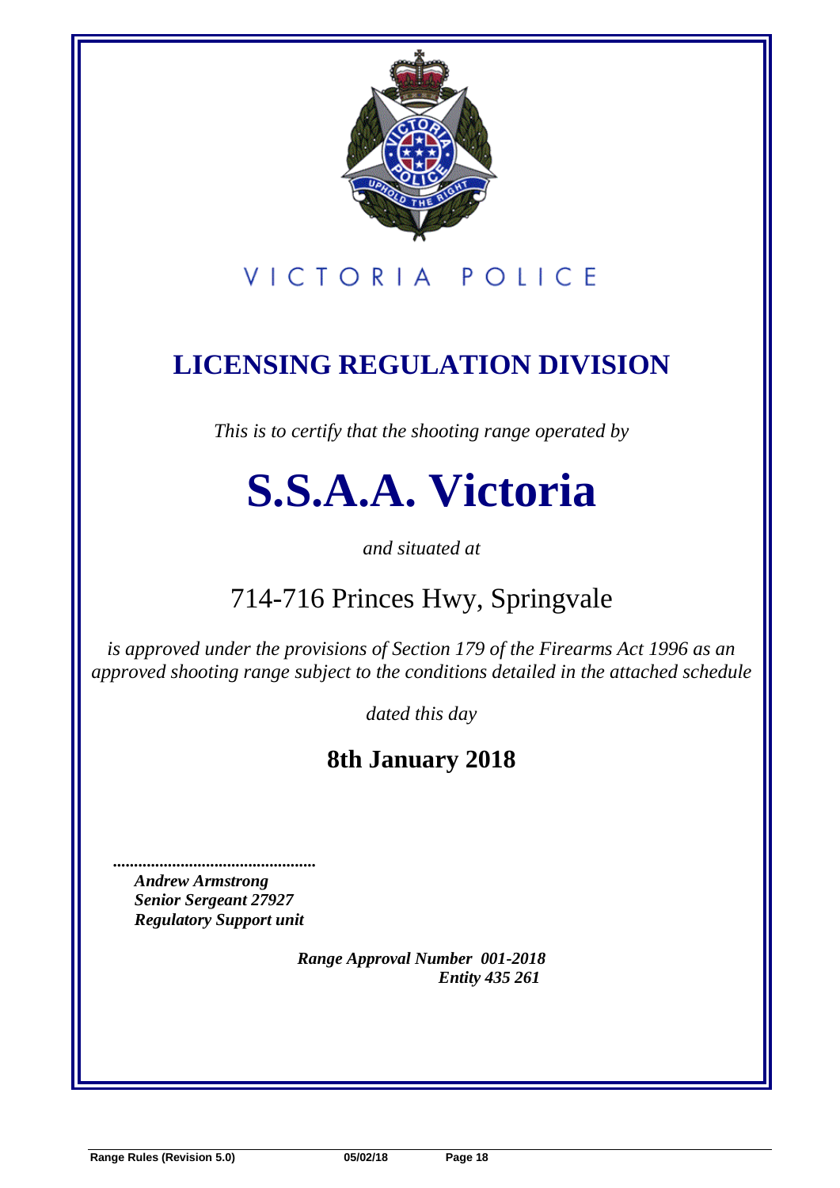VICTORIA POLICE

## LICENSING REGULATION DIVISION

*This is to certify that the shooting range operated by*

# S.S.A.A. Victoria

*and situated at*

714-716 Princes Hwy, Springvale

*is approved under the provisions of Section 179 of the Firearms Act 1996 as an approved shooting range subject to the conditions detailed in the attached schedule*

*dated this day*

**8th January 2018**

***...............................................***
***Andrew Armstrong***
***Senior Sergeant 27927***
***Regulatory Support unit***

***Range Approval Number 001-2018***
***Entity 435 261***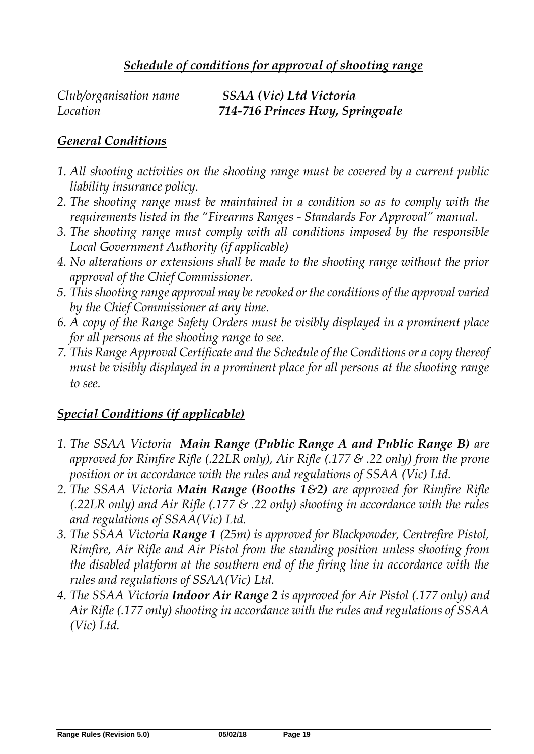## *Schedule of conditions for approval of shooting range*

*Club/organisation name* ***SSAA (Vic) Ltd Victoria***
*Location* ***714-716 Princes Hwy, Springvale***

### *General Conditions*

1. *All shooting activities on the shooting range must be covered by a current public liability insurance policy.*
2. *The shooting range must be maintained in a condition so as to comply with the requirements listed in the "Firearms Ranges - Standards For Approval" manual.*
3. *The shooting range must comply with all conditions imposed by the responsible Local Government Authority (if applicable)*
4. *No alterations or extensions shall be made to the shooting range without the prior approval of the Chief Commissioner.*
5. *This shooting range approval may be revoked or the conditions of the approval varied by the Chief Commissioner at any time.*
6. *A copy of the Range Safety Orders must be visibly displayed in a prominent place for all persons at the shooting range to see.*
7. *This Range Approval Certificate and the Schedule of the Conditions or a copy thereof must be visibly displayed in a prominent place for all persons at the shooting range to see.*

### *Special Conditions (if applicable)*

1. *The SSAA Victoria* ***Main Range (Public Range A and Public Range B)*** *are approved for Rimfire Rifle (.22LR only), Air Rifle (.177 & .22 only) from the prone position or in accordance with the rules and regulations of SSAA (Vic) Ltd.*
2. *The SSAA Victoria* ***Main Range (Booths 1&2)*** *are approved for Rimfire Rifle (.22LR only) and Air Rifle (.177 & .22 only) shooting in accordance with the rules and regulations of SSAA(Vic) Ltd.*
3. *The SSAA Victoria* ***Range 1*** *(25m) is approved for Blackpowder, Centrefire Pistol, Rimfire, Air Rifle and Air Pistol from the standing position unless shooting from the disabled platform at the southern end of the firing line in accordance with the rules and regulations of SSAA(Vic) Ltd.*
4. *The SSAA Victoria* ***Indoor Air Range 2*** *is approved for Air Pistol (.177 only) and Air Rifle (.177 only) shooting in accordance with the rules and regulations of SSAA (Vic) Ltd.*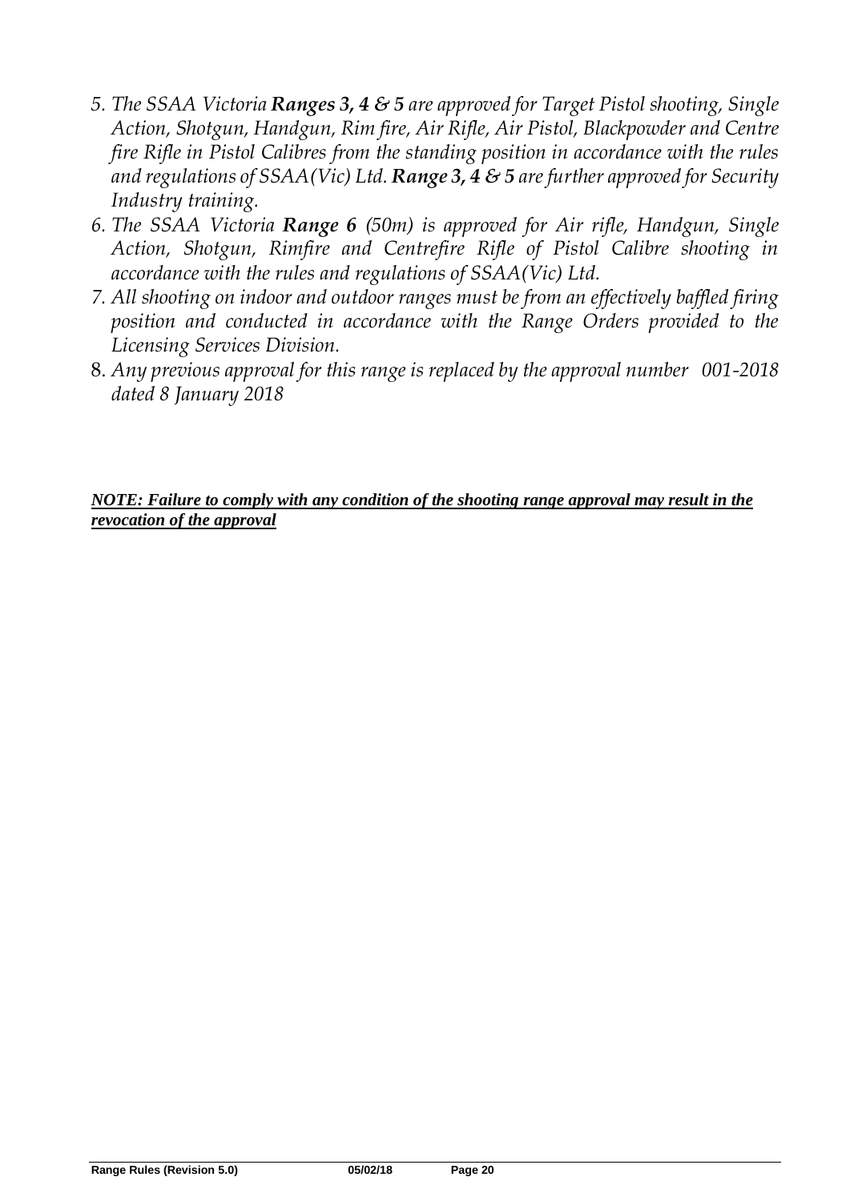5. *The SSAA Victoria **Ranges 3, 4 & 5** are approved for Target Pistol shooting, Single Action, Shotgun, Handgun, Rim fire, Air Rifle, Air Pistol, Blackpowder and Centre fire Rifle in Pistol Calibres from the standing position in accordance with the rules and regulations of SSAA(Vic) Ltd. **Range 3, 4 & 5** are further approved for Security Industry training.*
6. *The SSAA Victoria **Range 6** (50m) is approved for Air rifle, Handgun, Single Action, Shotgun, Rimfire and Centrefire Rifle of Pistol Calibre shooting in accordance with the rules and regulations of SSAA(Vic) Ltd.*
7. *All shooting on indoor and outdoor ranges must be from an effectively baffled firing position and conducted in accordance with the Range Orders provided to the Licensing Services Division.*
8. *Any previous approval for this range is replaced by the approval number 001-2018 dated 8 January 2018*

***<u>NOTE: Failure to comply with any condition of the shooting range approval may result in the revocation of the approval</u>***